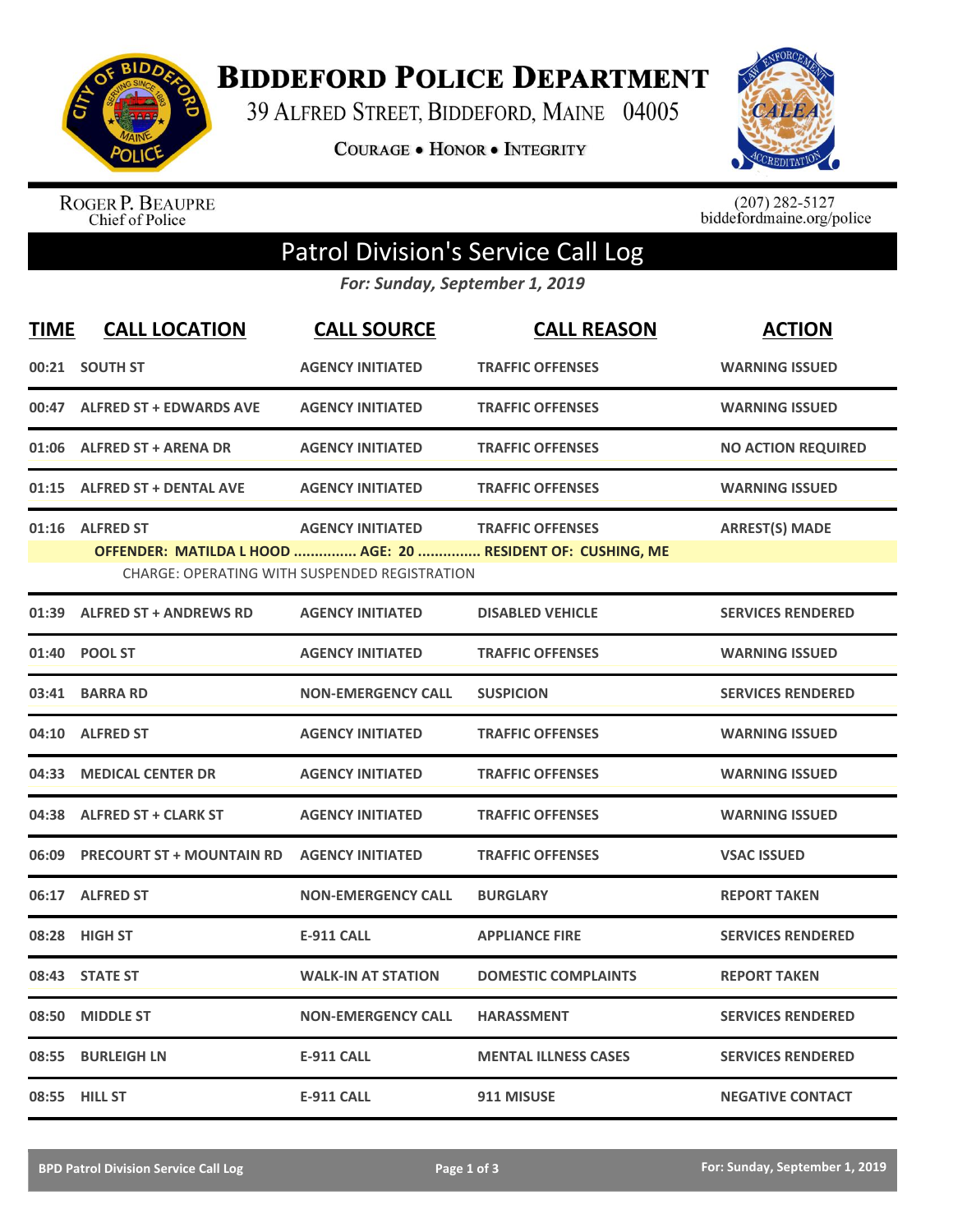# Biddeford Police Department

39 Alfred Street, Biddeford, Maine 04005

Courage • Honor • Integrity

Roger P. Beaupre
Chief of Police

(207) 282-5127
biddefordmaine.org/police

## Patrol Division's Service Call Log

*For: Sunday, September 1, 2019*

| TIME | CALL LOCATION | CALL SOURCE | CALL REASON | ACTION |
|---|---|---|---|---|
| 00:21 | SOUTH ST | AGENCY INITIATED | TRAFFIC OFFENSES | WARNING ISSUED |
| 00:47 | ALFRED ST + EDWARDS AVE | AGENCY INITIATED | TRAFFIC OFFENSES | WARNING ISSUED |
| 01:06 | ALFRED ST + ARENA DR | AGENCY INITIATED | TRAFFIC OFFENSES | NO ACTION REQUIRED |
| 01:15 | ALFRED ST + DENTAL AVE | AGENCY INITIATED | TRAFFIC OFFENSES | WARNING ISSUED |
| 01:16 | ALFRED ST | AGENCY INITIATED | TRAFFIC OFFENSES | ARREST(S) MADE |
| | OFFENDER: MATILDA L HOOD ............... AGE: 20 ............... RESIDENT OF: CUSHING, ME | | | |
| | CHARGE: OPERATING WITH SUSPENDED REGISTRATION | | | |
| 01:39 | ALFRED ST + ANDREWS RD | AGENCY INITIATED | DISABLED VEHICLE | SERVICES RENDERED |
| 01:40 | POOL ST | AGENCY INITIATED | TRAFFIC OFFENSES | WARNING ISSUED |
| 03:41 | BARRA RD | NON-EMERGENCY CALL | SUSPICION | SERVICES RENDERED |
| 04:10 | ALFRED ST | AGENCY INITIATED | TRAFFIC OFFENSES | WARNING ISSUED |
| 04:33 | MEDICAL CENTER DR | AGENCY INITIATED | TRAFFIC OFFENSES | WARNING ISSUED |
| 04:38 | ALFRED ST + CLARK ST | AGENCY INITIATED | TRAFFIC OFFENSES | WARNING ISSUED |
| 06:09 | PRECOURT ST + MOUNTAIN RD | AGENCY INITIATED | TRAFFIC OFFENSES | VSAC ISSUED |
| 06:17 | ALFRED ST | NON-EMERGENCY CALL | BURGLARY | REPORT TAKEN |
| 08:28 | HIGH ST | E-911 CALL | APPLIANCE FIRE | SERVICES RENDERED |
| 08:43 | STATE ST | WALK-IN AT STATION | DOMESTIC COMPLAINTS | REPORT TAKEN |
| 08:50 | MIDDLE ST | NON-EMERGENCY CALL | HARASSMENT | SERVICES RENDERED |
| 08:55 | BURLEIGH LN | E-911 CALL | MENTAL ILLNESS CASES | SERVICES RENDERED |
| 08:55 | HILL ST | E-911 CALL | 911 MISUSE | NEGATIVE CONTACT |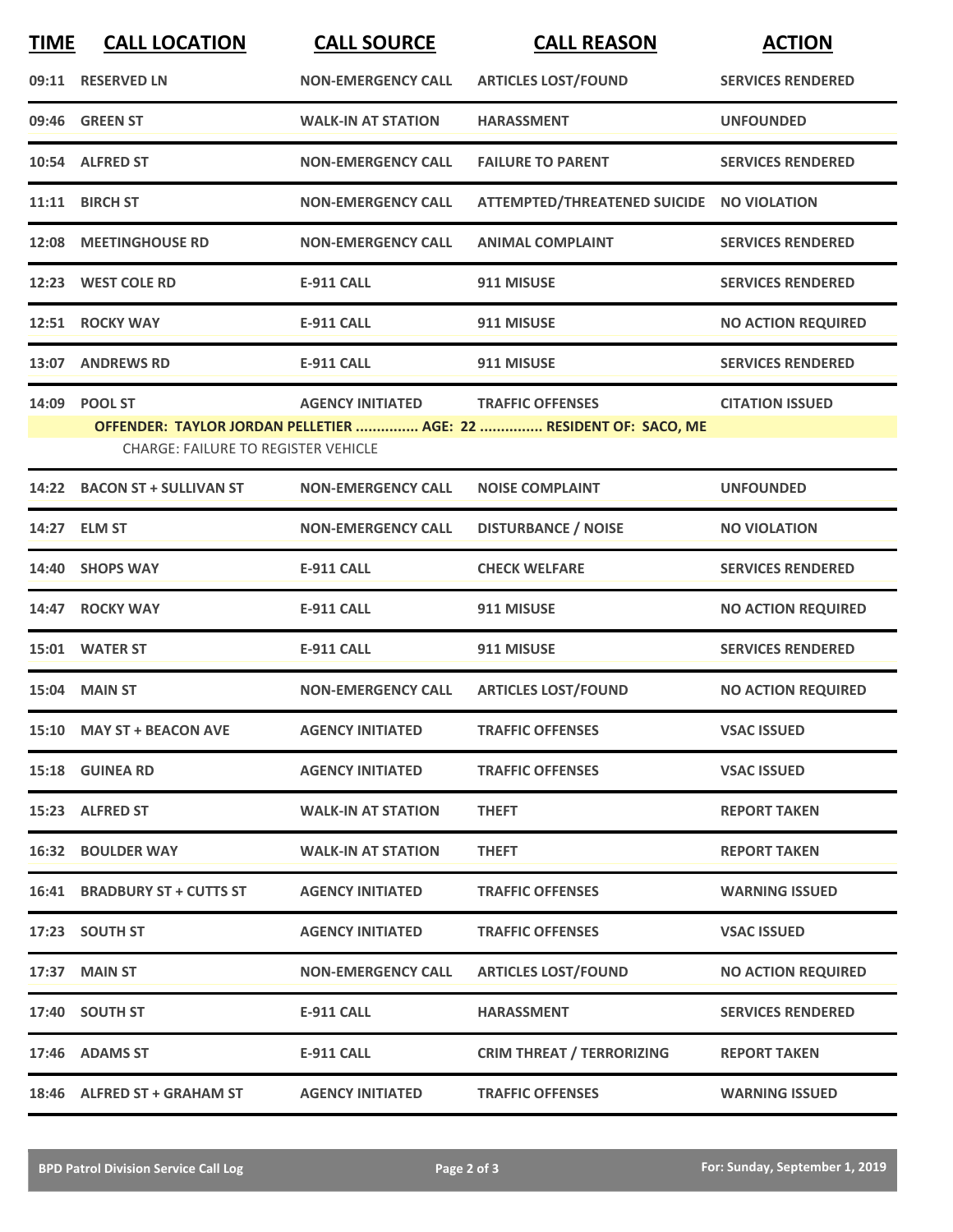| TIME | CALL LOCATION | CALL SOURCE | CALL REASON | ACTION |
|---|---|---|---|---|
| 09:11 | RESERVED LN | NON-EMERGENCY CALL | ARTICLES LOST/FOUND | SERVICES RENDERED |
| 09:46 | GREEN ST | WALK-IN AT STATION | HARASSMENT | UNFOUNDED |
| 10:54 | ALFRED ST | NON-EMERGENCY CALL | FAILURE TO PARENT | SERVICES RENDERED |
| 11:11 | BIRCH ST | NON-EMERGENCY CALL | ATTEMPTED/THREATENED SUICIDE | NO VIOLATION |
| 12:08 | MEETINGHOUSE RD | NON-EMERGENCY CALL | ANIMAL COMPLAINT | SERVICES RENDERED |
| 12:23 | WEST COLE RD | E-911 CALL | 911 MISUSE | SERVICES RENDERED |
| 12:51 | ROCKY WAY | E-911 CALL | 911 MISUSE | NO ACTION REQUIRED |
| 13:07 | ANDREWS RD | E-911 CALL | 911 MISUSE | SERVICES RENDERED |
| 14:09 | POOL ST | AGENCY INITIATED | TRAFFIC OFFENSES | CITATION ISSUED |
| | OFFENDER: TAYLOR JORDAN PELLETIER ............... AGE: 22 ............... RESIDENT OF: SACO, ME | | | |
| | CHARGE: FAILURE TO REGISTER VEHICLE | | | |
| 14:22 | BACON ST + SULLIVAN ST | NON-EMERGENCY CALL | NOISE COMPLAINT | UNFOUNDED |
| 14:27 | ELM ST | NON-EMERGENCY CALL | DISTURBANCE / NOISE | NO VIOLATION |
| 14:40 | SHOPS WAY | E-911 CALL | CHECK WELFARE | SERVICES RENDERED |
| 14:47 | ROCKY WAY | E-911 CALL | 911 MISUSE | NO ACTION REQUIRED |
| 15:01 | WATER ST | E-911 CALL | 911 MISUSE | SERVICES RENDERED |
| 15:04 | MAIN ST | NON-EMERGENCY CALL | ARTICLES LOST/FOUND | NO ACTION REQUIRED |
| 15:10 | MAY ST + BEACON AVE | AGENCY INITIATED | TRAFFIC OFFENSES | VSAC ISSUED |
| 15:18 | GUINEA RD | AGENCY INITIATED | TRAFFIC OFFENSES | VSAC ISSUED |
| 15:23 | ALFRED ST | WALK-IN AT STATION | THEFT | REPORT TAKEN |
| 16:32 | BOULDER WAY | WALK-IN AT STATION | THEFT | REPORT TAKEN |
| 16:41 | BRADBURY ST + CUTTS ST | AGENCY INITIATED | TRAFFIC OFFENSES | WARNING ISSUED |
| 17:23 | SOUTH ST | AGENCY INITIATED | TRAFFIC OFFENSES | VSAC ISSUED |
| 17:37 | MAIN ST | NON-EMERGENCY CALL | ARTICLES LOST/FOUND | NO ACTION REQUIRED |
| 17:40 | SOUTH ST | E-911 CALL | HARASSMENT | SERVICES RENDERED |
| 17:46 | ADAMS ST | E-911 CALL | CRIM THREAT / TERRORIZING | REPORT TAKEN |
| 18:46 | ALFRED ST + GRAHAM ST | AGENCY INITIATED | TRAFFIC OFFENSES | WARNING ISSUED |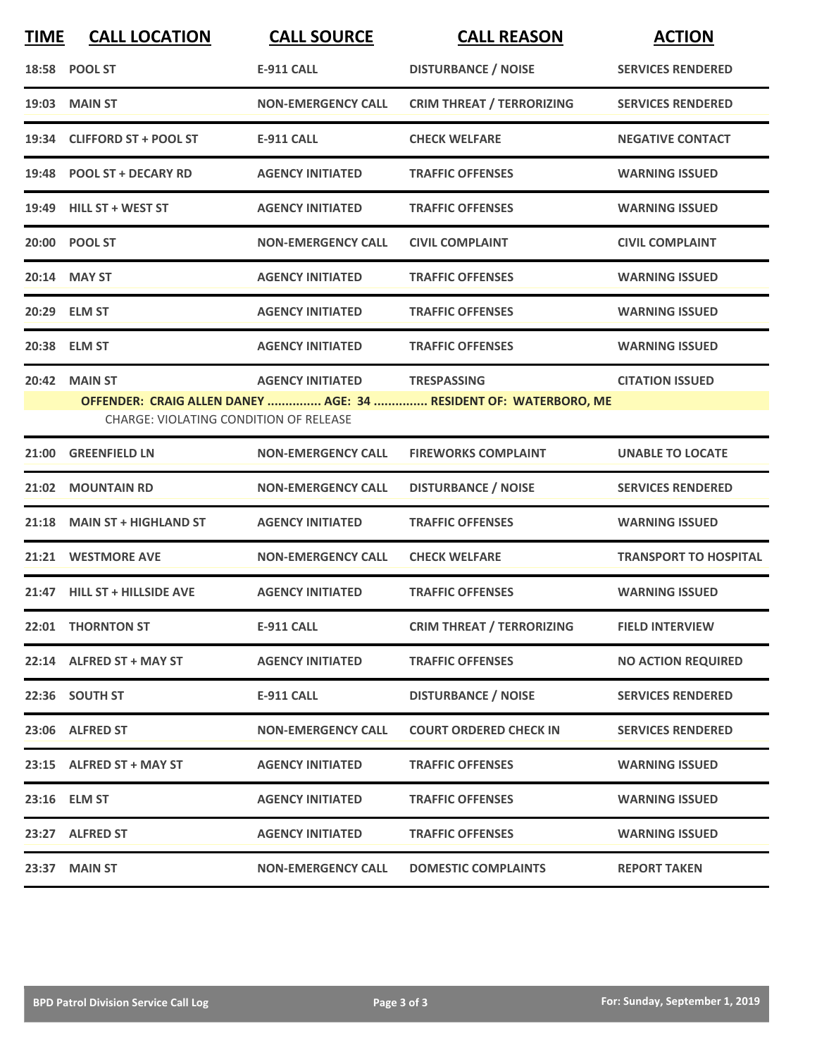| TIME | CALL LOCATION | CALL SOURCE | CALL REASON | ACTION |
|---|---|---|---|---|
| 18:58 | POOL ST | E-911 CALL | DISTURBANCE / NOISE | SERVICES RENDERED |
| 19:03 | MAIN ST | NON-EMERGENCY CALL | CRIM THREAT / TERRORIZING | SERVICES RENDERED |
| 19:34 | CLIFFORD ST + POOL ST | E-911 CALL | CHECK WELFARE | NEGATIVE CONTACT |
| 19:48 | POOL ST + DECARY RD | AGENCY INITIATED | TRAFFIC OFFENSES | WARNING ISSUED |
| 19:49 | HILL ST + WEST ST | AGENCY INITIATED | TRAFFIC OFFENSES | WARNING ISSUED |
| 20:00 | POOL ST | NON-EMERGENCY CALL | CIVIL COMPLAINT | CIVIL COMPLAINT |
| 20:14 | MAY ST | AGENCY INITIATED | TRAFFIC OFFENSES | WARNING ISSUED |
| 20:29 | ELM ST | AGENCY INITIATED | TRAFFIC OFFENSES | WARNING ISSUED |
| 20:38 | ELM ST | AGENCY INITIATED | TRAFFIC OFFENSES | WARNING ISSUED |
| 20:42 | MAIN ST | AGENCY INITIATED | TRESPASSING | CITATION ISSUED |
| | OFFENDER: CRAIG ALLEN DANEY ............... AGE: 34 ............... RESIDENT OF: WATERBORO, ME | | | |
| | CHARGE: VIOLATING CONDITION OF RELEASE | | | |
| 21:00 | GREENFIELD LN | NON-EMERGENCY CALL | FIREWORKS COMPLAINT | UNABLE TO LOCATE |
| 21:02 | MOUNTAIN RD | NON-EMERGENCY CALL | DISTURBANCE / NOISE | SERVICES RENDERED |
| 21:18 | MAIN ST + HIGHLAND ST | AGENCY INITIATED | TRAFFIC OFFENSES | WARNING ISSUED |
| 21:21 | WESTMORE AVE | NON-EMERGENCY CALL | CHECK WELFARE | TRANSPORT TO HOSPITAL |
| 21:47 | HILL ST + HILLSIDE AVE | AGENCY INITIATED | TRAFFIC OFFENSES | WARNING ISSUED |
| 22:01 | THORNTON ST | E-911 CALL | CRIM THREAT / TERRORIZING | FIELD INTERVIEW |
| 22:14 | ALFRED ST + MAY ST | AGENCY INITIATED | TRAFFIC OFFENSES | NO ACTION REQUIRED |
| 22:36 | SOUTH ST | E-911 CALL | DISTURBANCE / NOISE | SERVICES RENDERED |
| 23:06 | ALFRED ST | NON-EMERGENCY CALL | COURT ORDERED CHECK IN | SERVICES RENDERED |
| 23:15 | ALFRED ST + MAY ST | AGENCY INITIATED | TRAFFIC OFFENSES | WARNING ISSUED |
| 23:16 | ELM ST | AGENCY INITIATED | TRAFFIC OFFENSES | WARNING ISSUED |
| 23:27 | ALFRED ST | AGENCY INITIATED | TRAFFIC OFFENSES | WARNING ISSUED |
| 23:37 | MAIN ST | NON-EMERGENCY CALL | DOMESTIC COMPLAINTS | REPORT TAKEN |